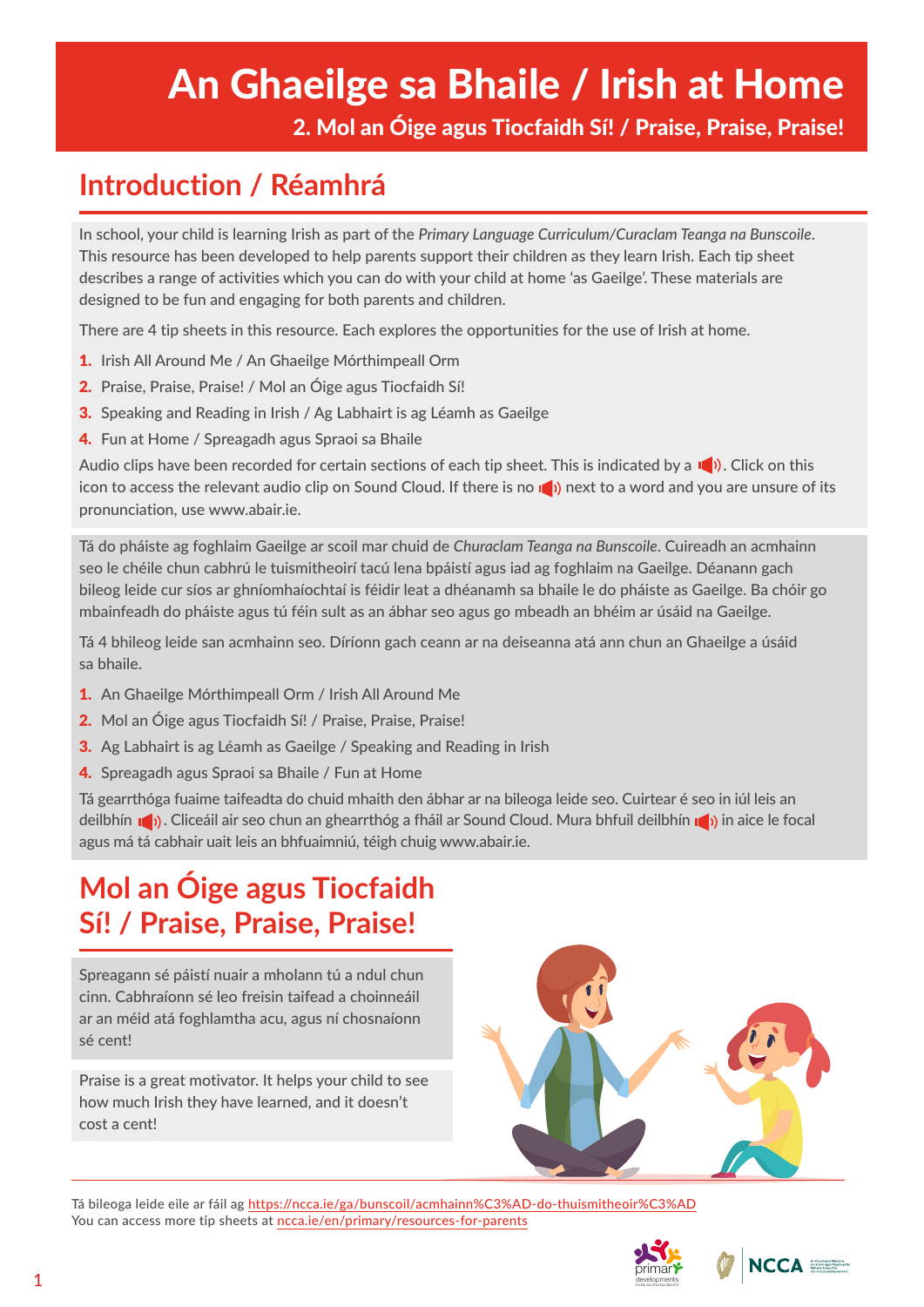# An Ghaeilge sa Bhaile / Irish at Home

## 2. Mol an Óige agus Tiocfaidh Sí! / Praise, Praise, Praise!

## Introduction / Réamhrá

In school, your child is learning Irish as part of the *Primary Language Curriculum/Curaclam Teanga na Bunscoile*. This resource has been developed to help parents support their children as they learn Irish. Each tip sheet describes a range of activities which you can do with your child at home 'as Gaeilge'. These materials are designed to be fun and engaging for both parents and children.

There are 4 tip sheets in this resource. Each explores the opportunities for the use of Irish at home.

1. Irish All Around Me / An Ghaeilge Mórthimpeall Orm
2. Praise, Praise, Praise! / Mol an Óige agus Tiocfaidh Sí!
3. Speaking and Reading in Irish / Ag Labhairt is ag Léamh as Gaeilge
4. Fun at Home / Spreagadh agus Spraoi sa Bhaile

Audio clips have been recorded for certain sections of each tip sheet. This is indicated by a 🔊. Click on this icon to access the relevant audio clip on Sound Cloud. If there is no 🔊 next to a word and you are unsure of its pronunciation, use www.abair.ie.

Tá do pháiste ag foghlaim Gaeilge ar scoil mar chuid de *Churaclam Teanga na Bunscoile*. Cuireadh an acmhainn seo le chéile chun cabhrú le tuismitheoirí tacú lena bpáistí agus iad ag foghlaim na Gaeilge. Déanann gach bileog leide cur síos ar ghníomhaíochtaí is féidir leat a dhéanamh sa bhaile le do pháiste as Gaeilge. Ba chóir go mbainfeadh do pháiste agus tú féin sult as an ábhar seo agus go mbeadh an bhéim ar úsáid na Gaeilge.

Tá 4 bhileog leide san acmhainn seo. Díríonn gach ceann ar na deiseanna atá ann chun an Ghaeilge a úsáid sa bhaile.

1. An Ghaeilge Mórthimpeall Orm / Irish All Around Me
2. Mol an Óige agus Tiocfaidh Sí! / Praise, Praise, Praise!
3. Ag Labhairt is ag Léamh as Gaeilge / Speaking and Reading in Irish
4. Spreagadh agus Spraoi sa Bhaile / Fun at Home

Tá gearrthóga fuaime taifeadta do chuid mhaith den ábhar ar na bileoga leide seo. Cuirtear é seo in iúl leis an deilbhín 🔊. Cliceáil air seo chun an ghearrthóg a fháil ar Sound Cloud. Mura bhfuil deilbhín 🔊 in aice le focal agus má tá cabhair uait leis an bhfuaimniú, téigh chuig www.abair.ie.

## Mol an Óige agus Tiocfaidh Sí! / Praise, Praise, Praise!

Spreagann sé páistí nuair a mholann tú a ndul chun cinn. Cabhraíonn sé leo freisin taifead a choinneáil ar an méid atá foghlamtha acu, agus ní chosnaíonn sé cent!

Praise is a great motivator. It helps your child to see how much Irish they have learned, and it doesn't cost a cent!

Tá bileoga leide eile ar fáil ag https://ncca.ie/ga/bunscoil/acmhainn%C3%AD-do-thuismitheoir%C3%AD
You can access more tip sheets at ncca.ie/en/primary/resources-for-parents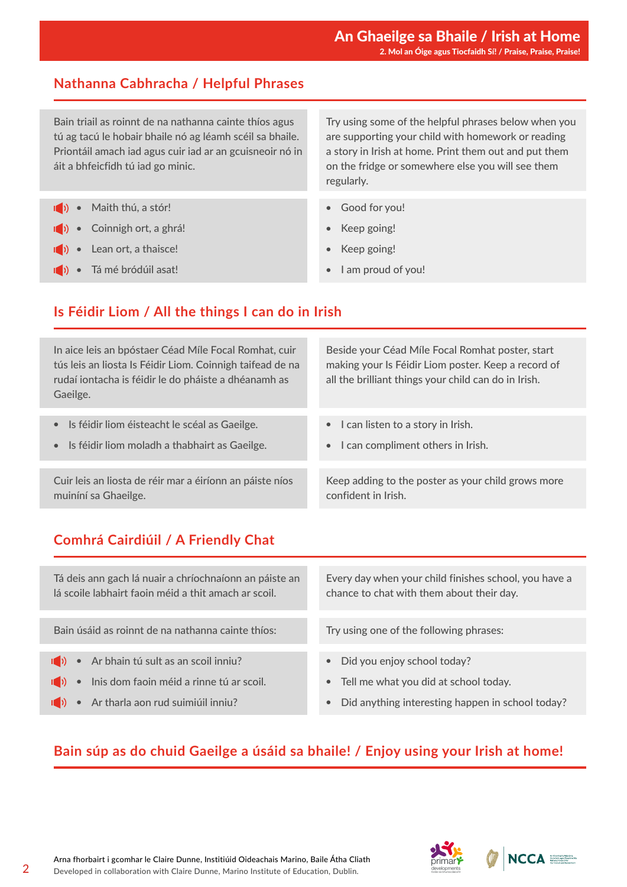## Nathanna Cabhracha / Helpful Phrases

Bain triail as roinnt de na nathanna cainte thíos agus tú ag tacú le hobair bhaile nó ag léamh scéil sa bhaile. Priontáil amach iad agus cuir iad ar an gcuisneoir nó in áit a bhfeicfidh tú iad go minic.

Try using some of the helpful phrases below when you are supporting your child with homework or reading a story in Irish at home. Print them out and put them on the fridge or somewhere else you will see them regularly.

| | |
|---|---|
| • Maith thú, a stór! | • Good for you! |
| • Coinnigh ort, a ghrá! | • Keep going! |
| • Lean ort, a thaisce! | • Keep going! |
| • Tá mé bródúil asat! | • I am proud of you! |

## Is Féidir Liom / All the things I can do in Irish

In aice leis an bpóstaer Céad Míle Focal Romhat, cuir tús leis an liosta Is Féidir Liom. Coinnigh taifead de na rudaí iontacha is féidir le do pháiste a dhéanamh as Gaeilge.

Beside your Céad Míle Focal Romhat poster, start making your Is Féidir Liom poster. Keep a record of all the brilliant things your child can do in Irish.

| | |
|---|---|
| • Is féidir liom éisteacht le scéal as Gaeilge. | • I can listen to a story in Irish. |
| • Is féidir liom moladh a thabhairt as Gaeilge. | • I can compliment others in Irish. |

Cuir leis an liosta de réir mar a éiríonn an páiste níos muiníní sa Ghaeilge.

Keep adding to the poster as your child grows more confident in Irish.

## Comhrá Cairdiúil / A Friendly Chat

Tá deis ann gach lá nuair a chríochnaíonn an páiste an lá scoile labhairt faoin méid a thit amach ar scoil.

Every day when your child finishes school, you have a chance to chat with them about their day.

Bain úsáid as roinnt de na nathanna cainte thíos:

Try using one of the following phrases:

| | |
|---|---|
| • Ar bhain tú sult as an scoil inniu? | • Did you enjoy school today? |
| • Inis dom faoin méid a rinne tú ar scoil. | • Tell me what you did at school today. |
| • Ar tharla aon rud suimiúil inniu? | • Did anything interesting happen in school today? |

## Bain súp as do chuid Gaeilge a úsáid sa bhaile! / Enjoy using your Irish at home!

Arna fhorbairt i gcomhar le Claire Dunne, Institiúid Oideachais Marino, Baile Átha Cliath
Developed in collaboration with Claire Dunne, Marino Institute of Education, Dublin.